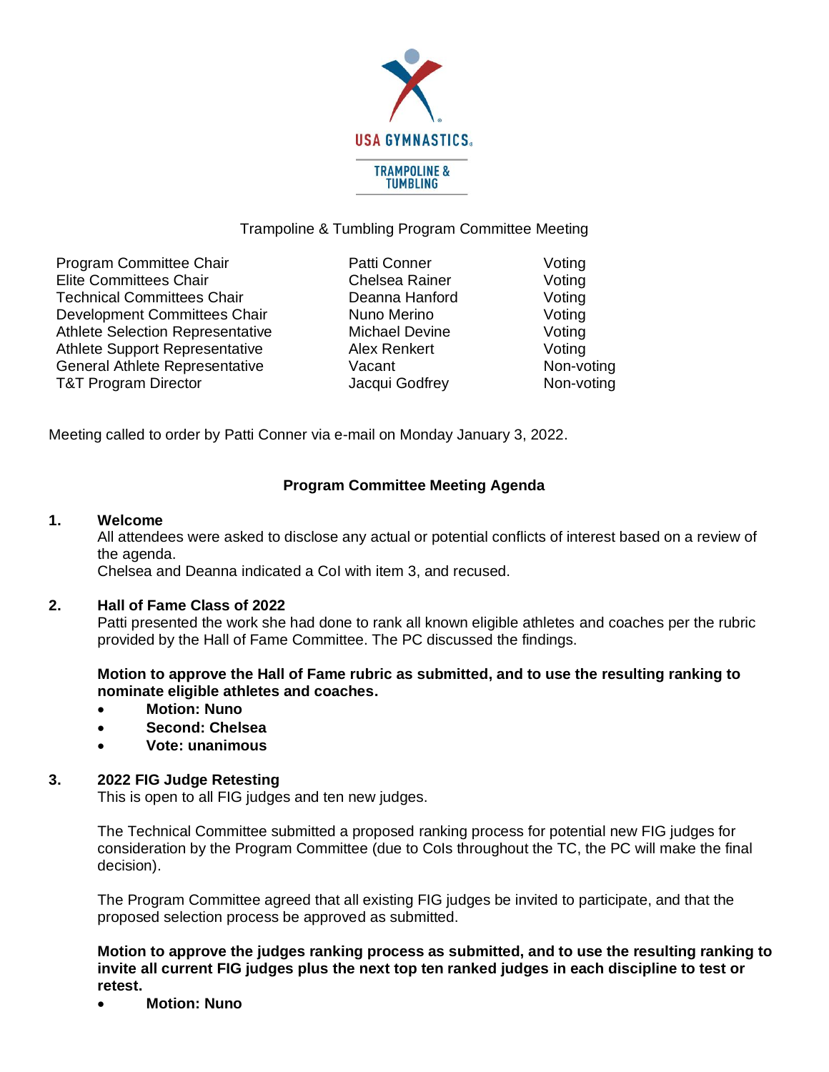USA GYMNASTICS

TRAMPOLINE & TUMBLING

Trampoline & Tumbling Program Committee Meeting

| | | |
|---|---|---|
| Program Committee Chair | Patti Conner | Voting |
| Elite Committees Chair | Chelsea Rainer | Voting |
| Technical Committees Chair | Deanna Hanford | Voting |
| Development Committees Chair | Nuno Merino | Voting |
| Athlete Selection Representative | Michael Devine | Voting |
| Athlete Support Representative | Alex Renkert | Voting |
| General Athlete Representative | Vacant | Non-voting |
| T&T Program Director | Jacqui Godfrey | Non-voting |

Meeting called to order by Patti Conner via e-mail on Monday January 3, 2022.

## Program Committee Meeting Agenda

**1. Welcome**

All attendees were asked to disclose any actual or potential conflicts of interest based on a review of the agenda.
Chelsea and Deanna indicated a CoI with item 3, and recused.

**2. Hall of Fame Class of 2022**

Patti presented the work she had done to rank all known eligible athletes and coaches per the rubric provided by the Hall of Fame Committee. The PC discussed the findings.

**Motion to approve the Hall of Fame rubric as submitted, and to use the resulting ranking to nominate eligible athletes and coaches.**

- **Motion: Nuno**
- **Second: Chelsea**
- **Vote: unanimous**

**3. 2022 FIG Judge Retesting**

This is open to all FIG judges and ten new judges.

The Technical Committee submitted a proposed ranking process for potential new FIG judges for consideration by the Program Committee (due to CoIs throughout the TC, the PC will make the final decision).

The Program Committee agreed that all existing FIG judges be invited to participate, and that the proposed selection process be approved as submitted.

**Motion to approve the judges ranking process as submitted, and to use the resulting ranking to invite all current FIG judges plus the next top ten ranked judges in each discipline to test or retest.**

- **Motion: Nuno**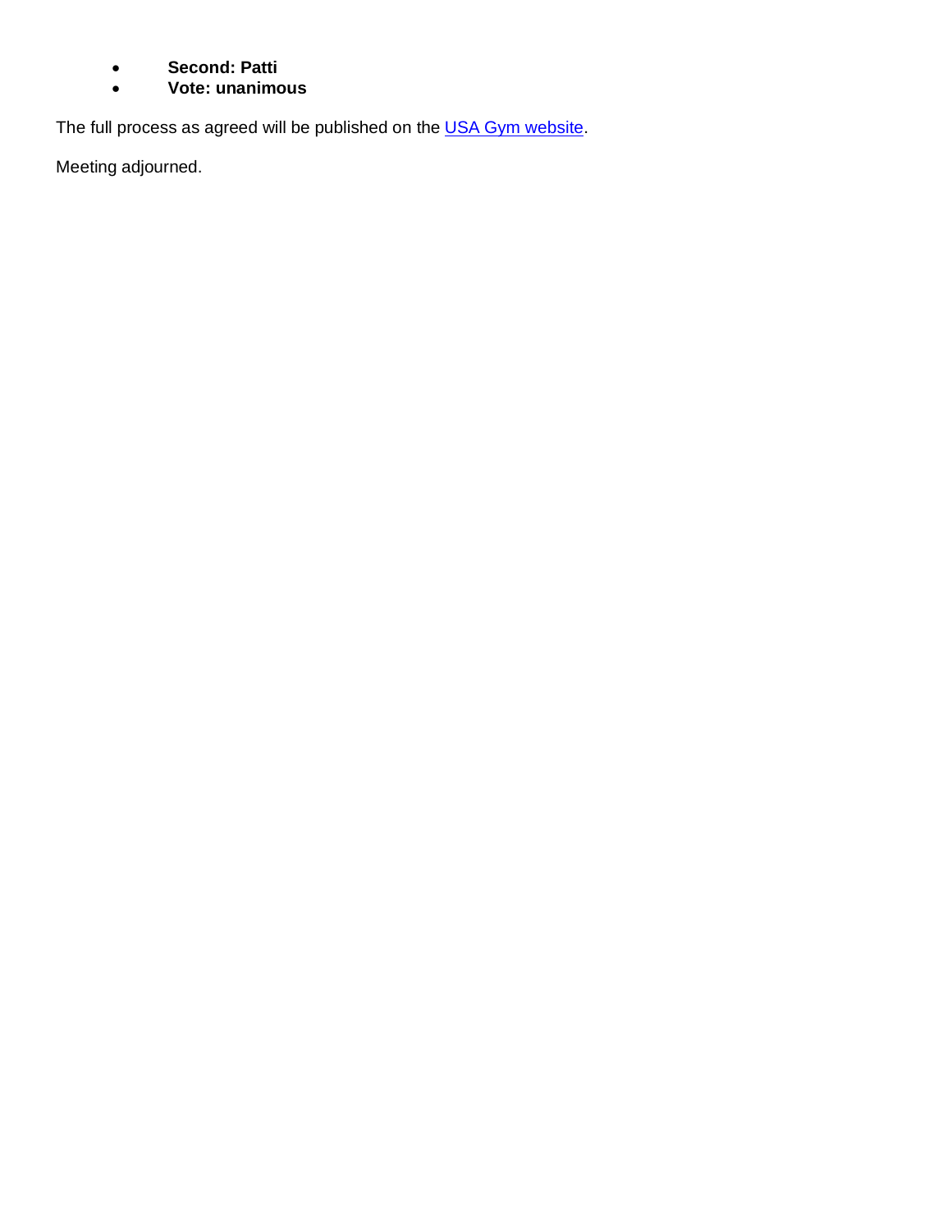- **Second: Patti**
- **Vote: unanimous**

The full process as agreed will be published on the [USA Gym website](USA Gym website).

Meeting adjourned.